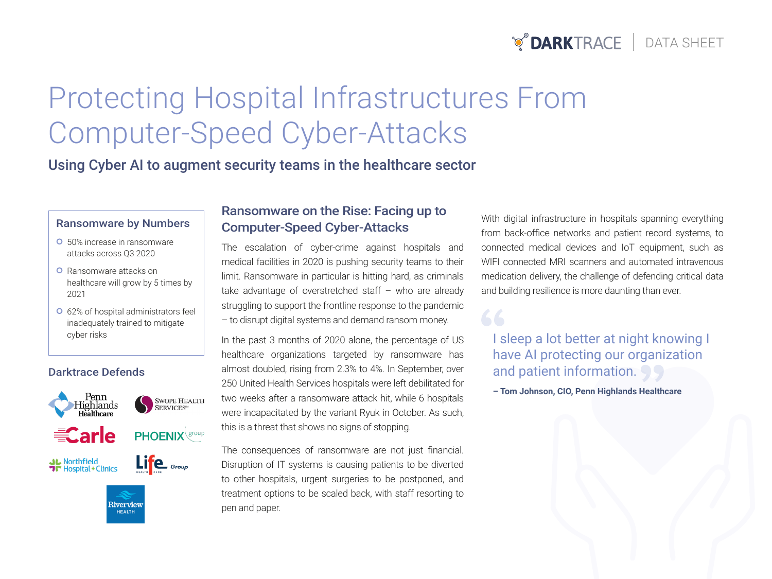# Protecting Hospital Infrastructures From Computer-Speed Cyber-Attacks

## Using Cyber AI to augment security teams in the healthcare sector

### Ransomware by Numbers

- 50% increase in ransomware attacks across Q3 2020
- Ransomware attacks on healthcare will grow by 5 times by 2021
- 62% of hospital administrators feel inadequately trained to mitigate cyber risks

### Darktrace Defends

Penn Highlands Healthcare, Swope Health Services, Carle, Phoenix group, Northfield Hospital + Clinics, Life Healthcare Group, Riverview Health

### Ransomware on the Rise: Facing up to Computer-Speed Cyber-Attacks

The escalation of cyber-crime against hospitals and medical facilities in 2020 is pushing security teams to their limit. Ransomware in particular is hitting hard, as criminals take advantage of overstretched staff – who are already struggling to support the frontline response to the pandemic – to disrupt digital systems and demand ransom money.

In the past 3 months of 2020 alone, the percentage of US healthcare organizations targeted by ransomware has almost doubled, rising from 2.3% to 4%. In September, over 250 United Health Services hospitals were left debilitated for two weeks after a ransomware attack hit, while 6 hospitals were incapacitated by the variant Ryuk in October. As such, this is a threat that shows no signs of stopping.

The consequences of ransomware are not just financial. Disruption of IT systems is causing patients to be diverted to other hospitals, urgent surgeries to be postponed, and treatment options to be scaled back, with staff resorting to pen and paper.

With digital infrastructure in hospitals spanning everything from back-office networks and patient record systems, to connected medical devices and IoT equipment, such as WIFI connected MRI scanners and automated intravenous medication delivery, the challenge of defending critical data and building resilience is more daunting than ever.

> "I sleep a lot better at night knowing I have AI protecting our organization and patient information."
>
> **– Tom Johnson, CIO, Penn Highlands Healthcare**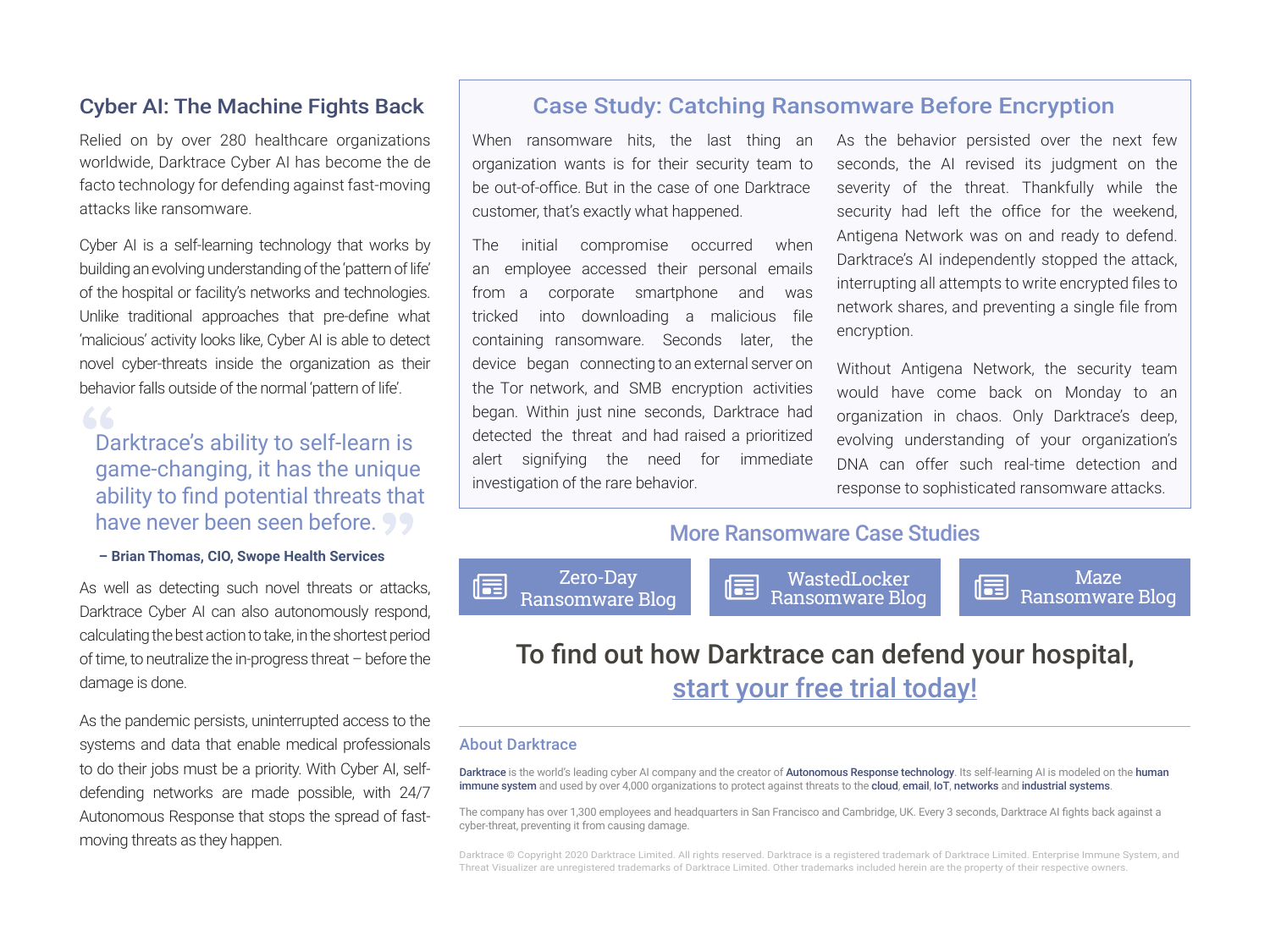## Cyber AI: The Machine Fights Back

Relied on by over 280 healthcare organizations worldwide, Darktrace Cyber AI has become the de facto technology for defending against fast-moving attacks like ransomware.

Cyber AI is a self-learning technology that works by building an evolving understanding of the 'pattern of life' of the hospital or facility's networks and technologies. Unlike traditional approaches that pre-define what 'malicious' activity looks like, Cyber AI is able to detect novel cyber-threats inside the organization as their behavior falls outside of the normal 'pattern of life'.

> "Darktrace's ability to self-learn is game-changing, it has the unique ability to find potential threats that have never been seen before."
>
> **– Brian Thomas, CIO, Swope Health Services**

As well as detecting such novel threats or attacks, Darktrace Cyber AI can also autonomously respond, calculating the best action to take, in the shortest period of time, to neutralize the in-progress threat – before the damage is done.

As the pandemic persists, uninterrupted access to the systems and data that enable medical professionals to do their jobs must be a priority. With Cyber AI, self-defending networks are made possible, with 24/7 Autonomous Response that stops the spread of fast-moving threats as they happen.

## Case Study: Catching Ransomware Before Encryption

When ransomware hits, the last thing an organization wants is for their security team to be out-of-office. But in the case of one Darktrace customer, that's exactly what happened.

The initial compromise occurred when an employee accessed their personal emails from a corporate smartphone and was tricked into downloading a malicious file containing ransomware. Seconds later, the device began connecting to an external server on the Tor network, and SMB encryption activities began. Within just nine seconds, Darktrace had detected the threat and had raised a prioritized alert signifying the need for immediate investigation of the rare behavior.

As the behavior persisted over the next few seconds, the AI revised its judgment on the severity of the threat. Thankfully while the security had left the office for the weekend, Antigena Network was on and ready to defend. Darktrace's AI independently stopped the attack, interrupting all attempts to write encrypted files to network shares, and preventing a single file from encryption.

Without Antigena Network, the security team would have come back on Monday to an organization in chaos. Only Darktrace's deep, evolving understanding of your organization's DNA can offer such real-time detection and response to sophisticated ransomware attacks.

## More Ransomware Case Studies

- Zero-Day Ransomware Blog
- WastedLocker Ransomware Blog
- Maze Ransomware Blog

## To find out how Darktrace can defend your hospital, start your free trial today!

### About Darktrace

**Darktrace** is the world's leading cyber AI company and the creator of **Autonomous Response technology**. Its self-learning AI is modeled on the **human immune system** and used by over 4,000 organizations to protect against threats to the **cloud**, **email**, **IoT**, **networks** and **industrial systems**.

The company has over 1,300 employees and headquarters in San Francisco and Cambridge, UK. Every 3 seconds, Darktrace AI fights back against a cyber-threat, preventing it from causing damage.

Darktrace © Copyright 2020 Darktrace Limited. All rights reserved. Darktrace is a registered trademark of Darktrace Limited. Enterprise Immune System, and Threat Visualizer are unregistered trademarks of Darktrace Limited. Other trademarks included herein are the property of their respective owners.